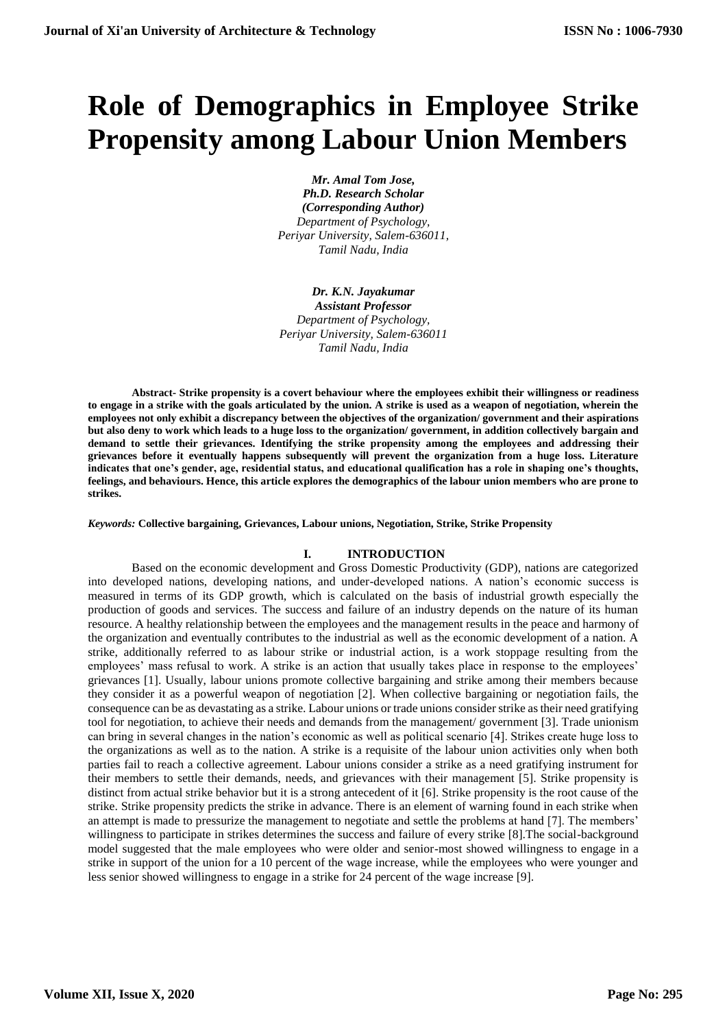# Role of Demographics in Employee Strike Propensity among Labour Union Members

***Mr. Amal Tom Jose,***
***Ph.D. Research Scholar***
***(Corresponding Author)***
*Department of Psychology,*
*Periyar University, Salem-636011,*
*Tamil Nadu, India*

***Dr. K.N. Jayakumar***
***Assistant Professor***
*Department of Psychology,*
*Periyar University, Salem-636011*
*Tamil Nadu, India*

**Abstract- Strike propensity is a covert behaviour where the employees exhibit their willingness or readiness to engage in a strike with the goals articulated by the union. A strike is used as a weapon of negotiation, wherein the employees not only exhibit a discrepancy between the objectives of the organization/ government and their aspirations but also deny to work which leads to a huge loss to the organization/ government, in addition collectively bargain and demand to settle their grievances. Identifying the strike propensity among the employees and addressing their grievances before it eventually happens subsequently will prevent the organization from a huge loss. Literature indicates that one's gender, age, residential status, and educational qualification has a role in shaping one's thoughts, feelings, and behaviours. Hence, this article explores the demographics of the labour union members who are prone to strikes.**

***Keywords:*** **Collective bargaining, Grievances, Labour unions, Negotiation, Strike, Strike Propensity**

## I. INTRODUCTION

Based on the economic development and Gross Domestic Productivity (GDP), nations are categorized into developed nations, developing nations, and under-developed nations. A nation's economic success is measured in terms of its GDP growth, which is calculated on the basis of industrial growth especially the production of goods and services. The success and failure of an industry depends on the nature of its human resource. A healthy relationship between the employees and the management results in the peace and harmony of the organization and eventually contributes to the industrial as well as the economic development of a nation. A strike, additionally referred to as labour strike or industrial action, is a work stoppage resulting from the employees' mass refusal to work. A strike is an action that usually takes place in response to the employees' grievances [1]. Usually, labour unions promote collective bargaining and strike among their members because they consider it as a powerful weapon of negotiation [2]. When collective bargaining or negotiation fails, the consequence can be as devastating as a strike. Labour unions or trade unions consider strike as their need gratifying tool for negotiation, to achieve their needs and demands from the management/ government [3]. Trade unionism can bring in several changes in the nation's economic as well as political scenario [4]. Strikes create huge loss to the organizations as well as to the nation. A strike is a requisite of the labour union activities only when both parties fail to reach a collective agreement. Labour unions consider a strike as a need gratifying instrument for their members to settle their demands, needs, and grievances with their management [5]. Strike propensity is distinct from actual strike behavior but it is a strong antecedent of it [6]. Strike propensity is the root cause of the strike. Strike propensity predicts the strike in advance. There is an element of warning found in each strike when an attempt is made to pressurize the management to negotiate and settle the problems at hand [7]. The members' willingness to participate in strikes determines the success and failure of every strike [8].The social-background model suggested that the male employees who were older and senior-most showed willingness to engage in a strike in support of the union for a 10 percent of the wage increase, while the employees who were younger and less senior showed willingness to engage in a strike for 24 percent of the wage increase [9].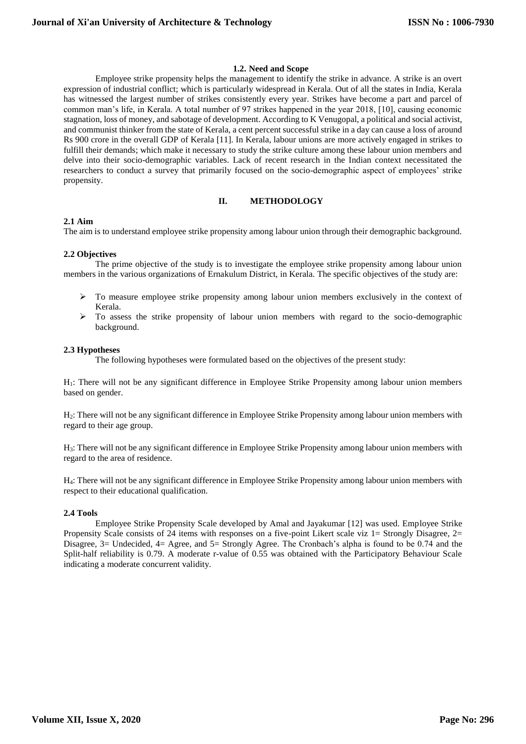### 1.2. Need and Scope

Employee strike propensity helps the management to identify the strike in advance. A strike is an overt expression of industrial conflict; which is particularly widespread in Kerala. Out of all the states in India, Kerala has witnessed the largest number of strikes consistently every year. Strikes have become a part and parcel of common man's life, in Kerala. A total number of 97 strikes happened in the year 2018, [10], causing economic stagnation, loss of money, and sabotage of development. According to K Venugopal, a political and social activist, and communist thinker from the state of Kerala, a cent percent successful strike in a day can cause a loss of around Rs 900 crore in the overall GDP of Kerala [11]. In Kerala, labour unions are more actively engaged in strikes to fulfill their demands; which make it necessary to study the strike culture among these labour union members and delve into their socio-demographic variables. Lack of recent research in the Indian context necessitated the researchers to conduct a survey that primarily focused on the socio-demographic aspect of employees' strike propensity.

## II. METHODOLOGY

### 2.1 Aim

The aim is to understand employee strike propensity among labour union through their demographic background.

### 2.2 Objectives

The prime objective of the study is to investigate the employee strike propensity among labour union members in the various organizations of Ernakulum District, in Kerala. The specific objectives of the study are:

- To measure employee strike propensity among labour union members exclusively in the context of Kerala.
- To assess the strike propensity of labour union members with regard to the socio-demographic background.

### 2.3 Hypotheses

The following hypotheses were formulated based on the objectives of the present study:

$H_1$: There will not be any significant difference in Employee Strike Propensity among labour union members based on gender.

$H_2$: There will not be any significant difference in Employee Strike Propensity among labour union members with regard to their age group.

$H_3$: There will not be any significant difference in Employee Strike Propensity among labour union members with regard to the area of residence.

$H_4$: There will not be any significant difference in Employee Strike Propensity among labour union members with respect to their educational qualification.

### 2.4 Tools

Employee Strike Propensity Scale developed by Amal and Jayakumar [12] was used. Employee Strike Propensity Scale consists of 24 items with responses on a five-point Likert scale viz 1= Strongly Disagree, 2= Disagree, 3= Undecided, 4= Agree, and 5= Strongly Agree. The Cronbach's alpha is found to be 0.74 and the Split-half reliability is 0.79. A moderate r-value of 0.55 was obtained with the Participatory Behaviour Scale indicating a moderate concurrent validity.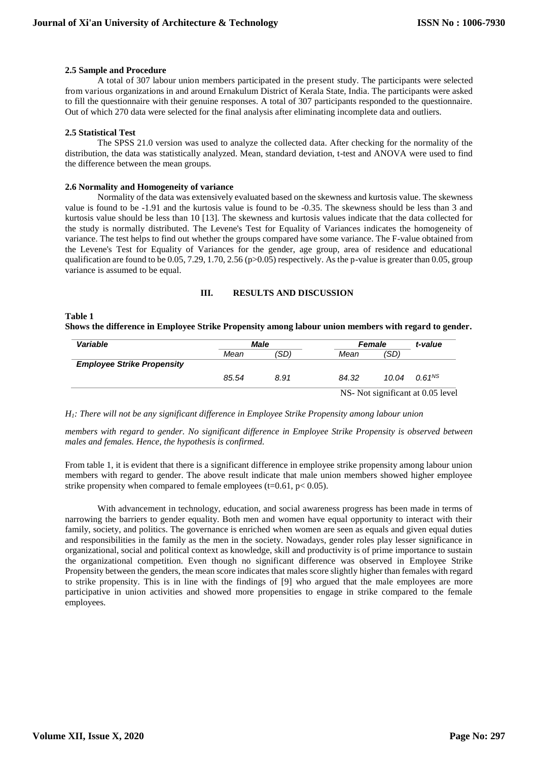### 2.5 Sample and Procedure

A total of 307 labour union members participated in the present study. The participants were selected from various organizations in and around Ernakulum District of Kerala State, India. The participants were asked to fill the questionnaire with their genuine responses. A total of 307 participants responded to the questionnaire. Out of which 270 data were selected for the final analysis after eliminating incomplete data and outliers.

### 2.5 Statistical Test

The SPSS 21.0 version was used to analyze the collected data. After checking for the normality of the distribution, the data was statistically analyzed. Mean, standard deviation, t-test and ANOVA were used to find the difference between the mean groups.

### 2.6 Normality and Homogeneity of variance

Normality of the data was extensively evaluated based on the skewness and kurtosis value. The skewness value is found to be -1.91 and the kurtosis value is found to be -0.35. The skewness should be less than 3 and kurtosis value should be less than 10 [13]. The skewness and kurtosis values indicate that the data collected for the study is normally distributed. The Levene's Test for Equality of Variances indicates the homogeneity of variance. The test helps to find out whether the groups compared have some variance. The F-value obtained from the Levene's Test for Equality of Variances for the gender, age group, area of residence and educational qualification are found to be 0.05, 7.29, 1.70, 2.56 ($p>0.05$) respectively. As the p-value is greater than 0.05, group variance is assumed to be equal.

## III. RESULTS AND DISCUSSION

**Table 1**
**Shows the difference in Employee Strike Propensity among labour union members with regard to gender.**

| *Variable* | *Male* | | *Female* | | *t-value* |
|---|---|---|---|---|---|
| | *Mean* | *(SD)* | *Mean* | *(SD)* | |
| ***Employee Strike Propensity*** | | | | | |
| | *85.54* | *8.91* | *84.32* | *10.04* | *$0.61^{NS}$* |

NS- Not significant at 0.05 level

*$H_1$: There will not be any significant difference in Employee Strike Propensity among labour union members with regard to gender. No significant difference in Employee Strike Propensity is observed between males and females. Hence, the hypothesis is confirmed.*

From table 1, it is evident that there is a significant difference in employee strike propensity among labour union members with regard to gender. The above result indicate that male union members showed higher employee strike propensity when compared to female employees ($t=0.61$, $p< 0.05$).

With advancement in technology, education, and social awareness progress has been made in terms of narrowing the barriers to gender equality. Both men and women have equal opportunity to interact with their family, society, and politics. The governance is enriched when women are seen as equals and given equal duties and responsibilities in the family as the men in the society. Nowadays, gender roles play lesser significance in organizational, social and political context as knowledge, skill and productivity is of prime importance to sustain the organizational competition. Even though no significant difference was observed in Employee Strike Propensity between the genders, the mean score indicates that males score slightly higher than females with regard to strike propensity. This is in line with the findings of [9] who argued that the male employees are more participative in union activities and showed more propensities to engage in strike compared to the female employees.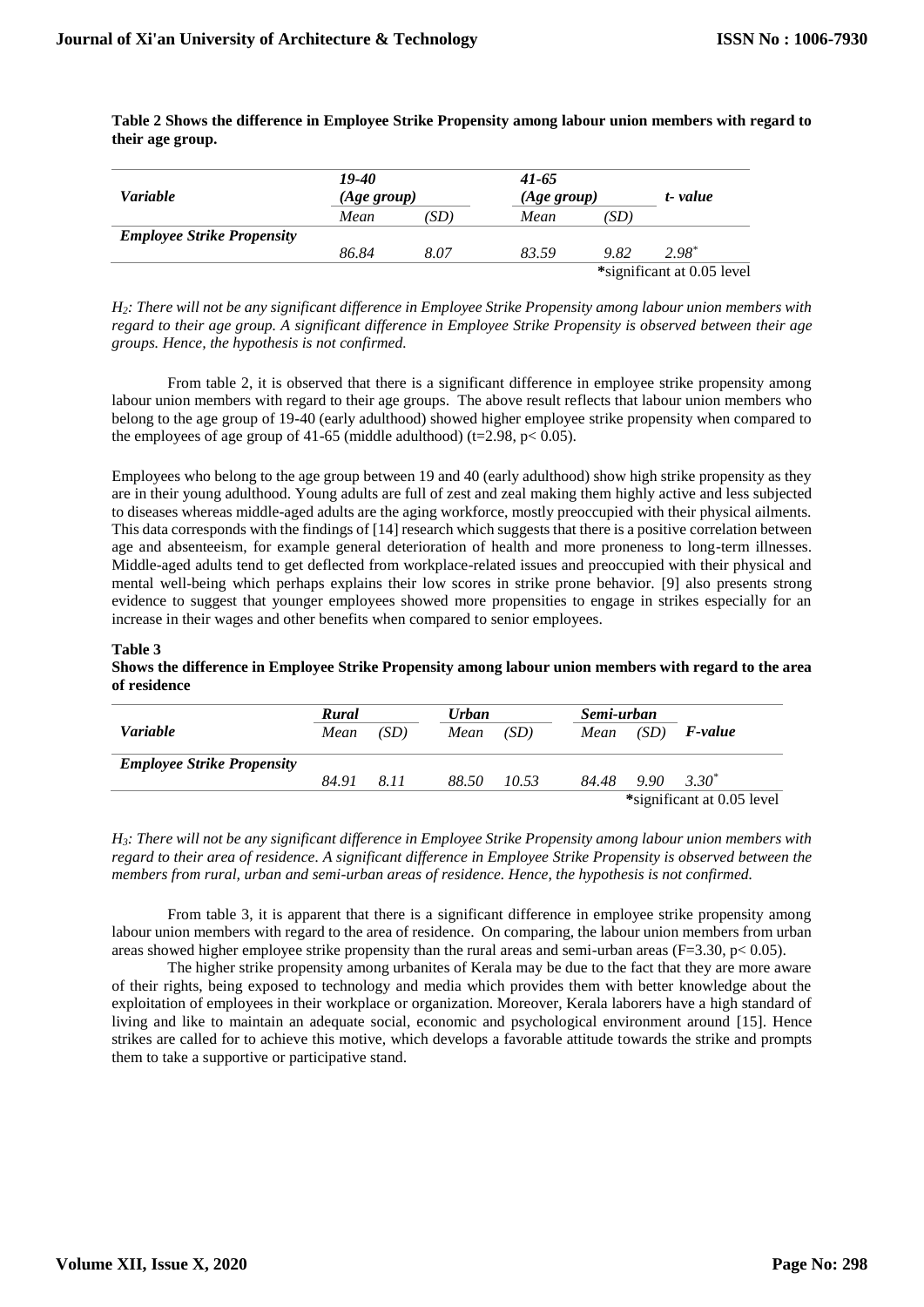**Table 2 Shows the difference in Employee Strike Propensity among labour union members with regard to their age group.**

| *Variable* | *19-40 (Age group)* | | *41-65 (Age group)* | | *t- value* |
|---|---|---|---|---|---|
| | *Mean* | *(SD)* | *Mean* | *(SD)* | |
| ***Employee Strike Propensity*** | *86.84* | *8.07* | *83.59* | *9.82* | *2.98\** |

***significant at 0.05 level**

*$H_2$: There will not be any significant difference in Employee Strike Propensity among labour union members with regard to their age group. A significant difference in Employee Strike Propensity is observed between their age groups. Hence, the hypothesis is not confirmed.*

From table 2, it is observed that there is a significant difference in employee strike propensity among labour union members with regard to their age groups. The above result reflects that labour union members who belong to the age group of 19-40 (early adulthood) showed higher employee strike propensity when compared to the employees of age group of 41-65 (middle adulthood) ($t=2.98$, $p< 0.05$).

Employees who belong to the age group between 19 and 40 (early adulthood) show high strike propensity as they are in their young adulthood. Young adults are full of zest and zeal making them highly active and less subjected to diseases whereas middle-aged adults are the aging workforce, mostly preoccupied with their physical ailments. This data corresponds with the findings of [14] research which suggests that there is a positive correlation between age and absenteeism, for example general deterioration of health and more proneness to long-term illnesses. Middle-aged adults tend to get deflected from workplace-related issues and preoccupied with their physical and mental well-being which perhaps explains their low scores in strike prone behavior. [9] also presents strong evidence to suggest that younger employees showed more propensities to engage in strikes especially for an increase in their wages and other benefits when compared to senior employees.

**Table 3**
**Shows the difference in Employee Strike Propensity among labour union members with regard to the area of residence**

| *Variable* | ***Rural*** | | ***Urban*** | | ***Semi-urban*** | | |
|---|---|---|---|---|---|---|---|
| | *Mean* | *(SD)* | *Mean* | *(SD)* | *Mean* | *(SD)* | ***F-value*** |
| ***Employee Strike Propensity*** | *84.91* | *8.11* | *88.50* | *10.53* | *84.48* | *9.90* | *3.30\** |

***significant at 0.05 level**

*$H_3$: There will not be any significant difference in Employee Strike Propensity among labour union members with regard to their area of residence. A significant difference in Employee Strike Propensity is observed between the members from rural, urban and semi-urban areas of residence. Hence, the hypothesis is not confirmed.*

From table 3, it is apparent that there is a significant difference in employee strike propensity among labour union members with regard to the area of residence. On comparing, the labour union members from urban areas showed higher employee strike propensity than the rural areas and semi-urban areas ($F=3.30$, $p< 0.05$).

The higher strike propensity among urbanites of Kerala may be due to the fact that they are more aware of their rights, being exposed to technology and media which provides them with better knowledge about the exploitation of employees in their workplace or organization. Moreover, Kerala laborers have a high standard of living and like to maintain an adequate social, economic and psychological environment around [15]. Hence strikes are called for to achieve this motive, which develops a favorable attitude towards the strike and prompts them to take a supportive or participative stand.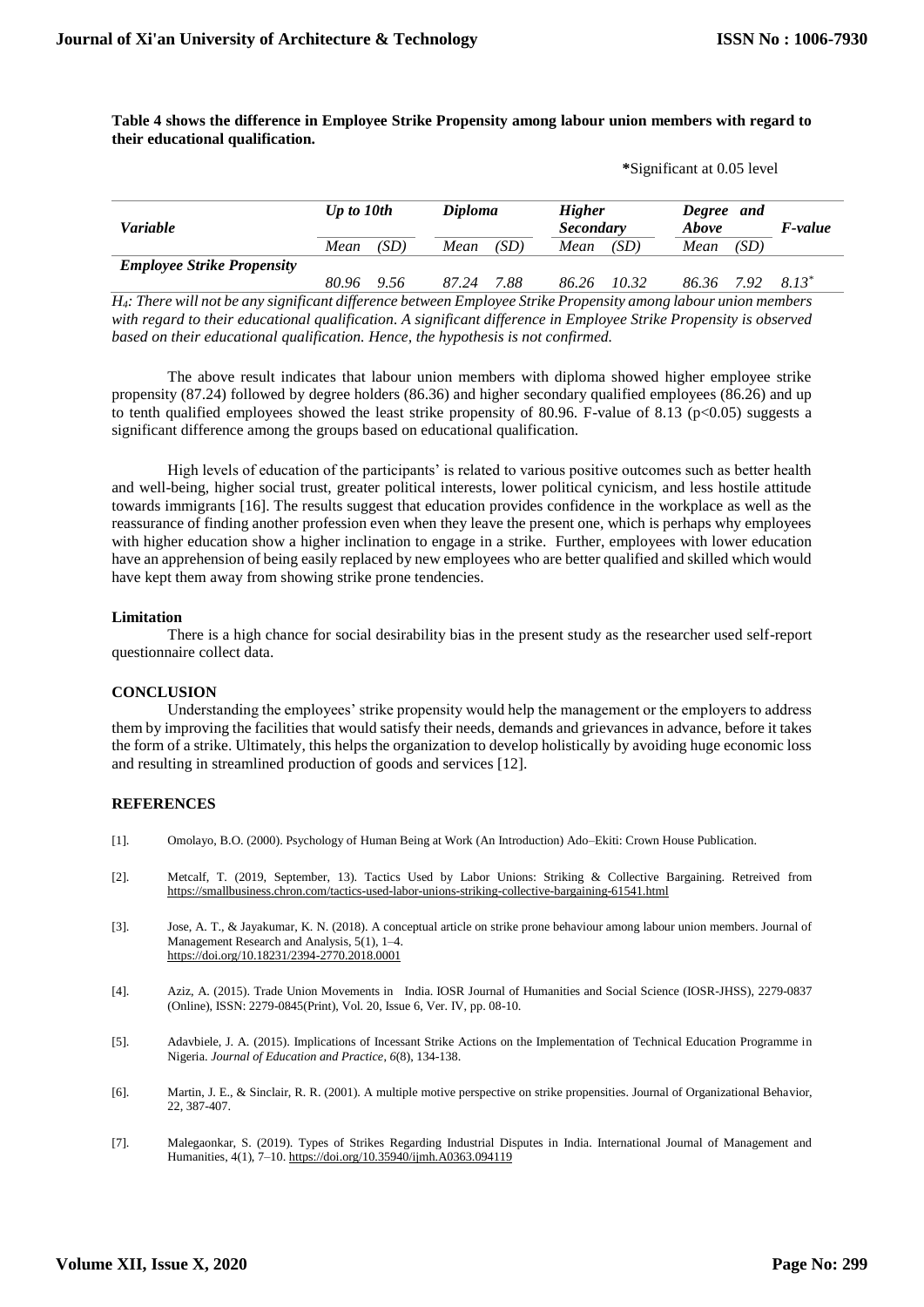**Table 4 shows the difference in Employee Strike Propensity among labour union members with regard to their educational qualification.**

*Significant at 0.05 level

| *Variable* | *Up to 10th* | | *Diploma* | | *Higher Secondary* | | *Degree and Above* | | *F-value* |
|---|---|---|---|---|---|---|---|---|---|
| | *Mean* | *(SD)* | *Mean* | *(SD)* | *Mean* | *(SD)* | *Mean* | *(SD)* | |
| ***Employee Strike Propensity*** | *80.96* | *9.56* | *87.24* | *7.88* | *86.26* | *10.32* | *86.36* | *7.92* | *8.13*\* |

*$H_4$: There will not be any significant difference between Employee Strike Propensity among labour union members with regard to their educational qualification. A significant difference in Employee Strike Propensity is observed based on their educational qualification. Hence, the hypothesis is not confirmed.*

The above result indicates that labour union members with diploma showed higher employee strike propensity (87.24) followed by degree holders (86.36) and higher secondary qualified employees (86.26) and up to tenth qualified employees showed the least strike propensity of 80.96. F-value of 8.13 ($p<0.05$) suggests a significant difference among the groups based on educational qualification.

High levels of education of the participants' is related to various positive outcomes such as better health and well-being, higher social trust, greater political interests, lower political cynicism, and less hostile attitude towards immigrants [16]. The results suggest that education provides confidence in the workplace as well as the reassurance of finding another profession even when they leave the present one, which is perhaps why employees with higher education show a higher inclination to engage in a strike. Further, employees with lower education have an apprehension of being easily replaced by new employees who are better qualified and skilled which would have kept them away from showing strike prone tendencies.

### Limitation

There is a high chance for social desirability bias in the present study as the researcher used self-report questionnaire collect data.

## CONCLUSION

Understanding the employees' strike propensity would help the management or the employers to address them by improving the facilities that would satisfy their needs, demands and grievances in advance, before it takes the form of a strike. Ultimately, this helps the organization to develop holistically by avoiding huge economic loss and resulting in streamlined production of goods and services [12].

## REFERENCES

[1]. Omolayo, B.O. (2000). Psychology of Human Being at Work (An Introduction) Ado–Ekiti: Crown House Publication.

[2]. Metcalf, T. (2019, September, 13). Tactics Used by Labor Unions: Striking & Collective Bargaining. Retreived from https://smallbusiness.chron.com/tactics-used-labor-unions-striking-collective-bargaining-61541.html

[3]. Jose, A. T., & Jayakumar, K. N. (2018). A conceptual article on strike prone behaviour among labour union members. Journal of Management Research and Analysis, 5(1), 1–4. https://doi.org/10.18231/2394-2770.2018.0001

[4]. Aziz, A. (2015). Trade Union Movements in India. IOSR Journal of Humanities and Social Science (IOSR-JHSS), 2279-0837 (Online), ISSN: 2279-0845(Print), Vol. 20, Issue 6, Ver. IV, pp. 08-10.

[5]. Adavbiele, J. A. (2015). Implications of Incessant Strike Actions on the Implementation of Technical Education Programme in Nigeria. *Journal of Education and Practice*, *6*(8), 134-138.

[6]. Martin, J. E., & Sinclair, R. R. (2001). A multiple motive perspective on strike propensities. Journal of Organizational Behavior, 22, 387-407.

[7]. Malegaonkar, S. (2019). Types of Strikes Regarding Industrial Disputes in India. International Journal of Management and Humanities, 4(1), 7–10. https://doi.org/10.35940/ijmh.A0363.094119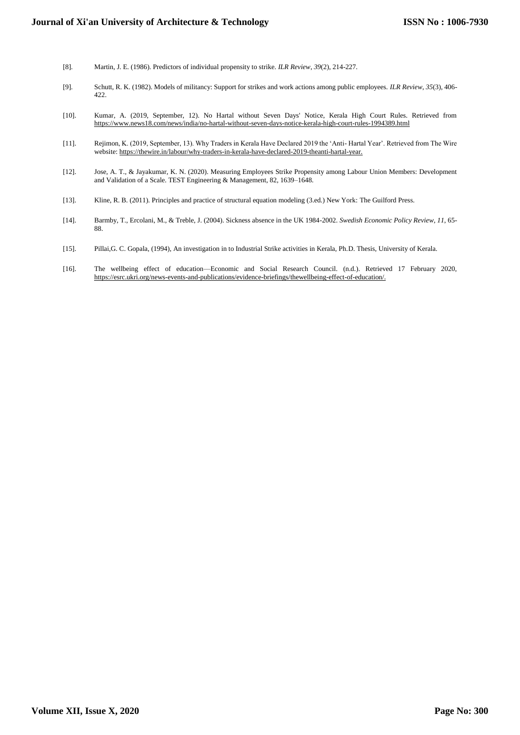[8]. Martin, J. E. (1986). Predictors of individual propensity to strike. *ILR Review*, *39*(2), 214-227.

[9]. Schutt, R. K. (1982). Models of militancy: Support for strikes and work actions among public employees. *ILR Review*, *35*(3), 406-422.

[10]. Kumar, A. (2019, September, 12). No Hartal without Seven Days' Notice, Kerala High Court Rules. Retrieved from https://www.news18.com/news/india/no-hartal-without-seven-days-notice-kerala-high-court-rules-1994389.html

[11]. Rejimon, K. (2019, September, 13). Why Traders in Kerala Have Declared 2019 the 'Anti- Hartal Year'. Retrieved from The Wire website: https://thewire.in/labour/why-traders-in-kerala-have-declared-2019-theanti-hartal-year.

[12]. Jose, A. T., & Jayakumar, K. N. (2020). Measuring Employees Strike Propensity among Labour Union Members: Development and Validation of a Scale. TEST Engineering & Management, 82, 1639–1648.

[13]. Kline, R. B. (2011). Principles and practice of structural equation modeling (3.ed.) New York: The Guilford Press.

[14]. Barmby, T., Ercolani, M., & Treble, J. (2004). Sickness absence in the UK 1984-2002. *Swedish Economic Policy Review*, *11*, 65-88.

[15]. Pillai,G. C. Gopala, (1994), An investigation in to Industrial Strike activities in Kerala, Ph.D. Thesis, University of Kerala.

[16]. The wellbeing effect of education—Economic and Social Research Council. (n.d.). Retrieved 17 February 2020, https://esrc.ukri.org/news-events-and-publications/evidence-briefings/thewellbeing-effect-of-education/.